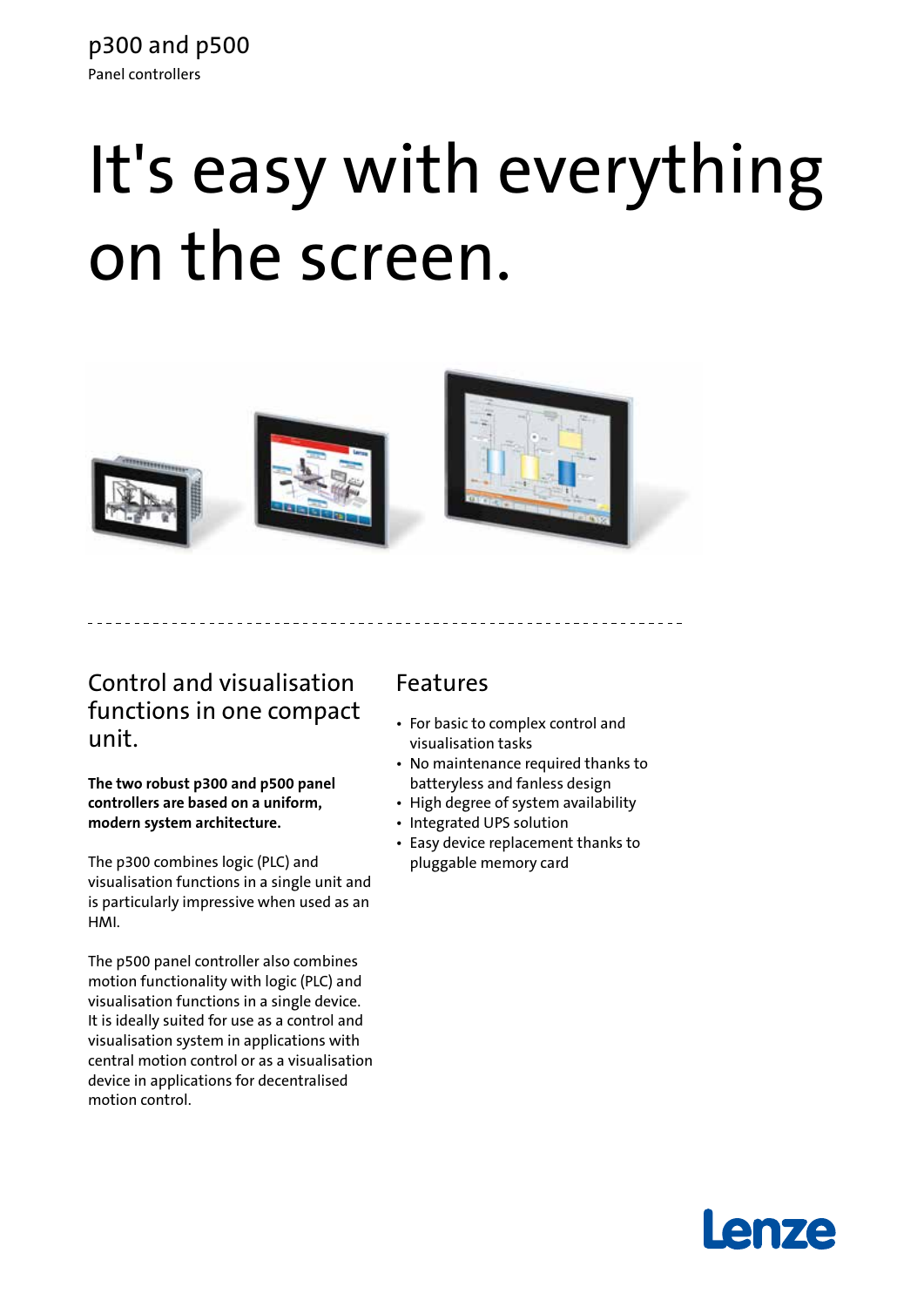p300 and p500

Panel controllers

# It's easy with everything on the screen.

## Control and visualisation functions in one compact unit.

**The two robust p300 and p500 panel controllers are based on a uniform, modern system architecture.**

The p300 combines logic (PLC) and visualisation functions in a single unit and is particularly impressive when used as an HMI.

The p500 panel controller also combines motion functionality with logic (PLC) and visualisation functions in a single device. It is ideally suited for use as a control and visualisation system in applications with central motion control or as a visualisation device in applications for decentralised motion control.

## Features

- For basic to complex control and visualisation tasks
- No maintenance required thanks to batteryless and fanless design
- High degree of system availability
- Integrated UPS solution
- Easy device replacement thanks to pluggable memory card

Lenze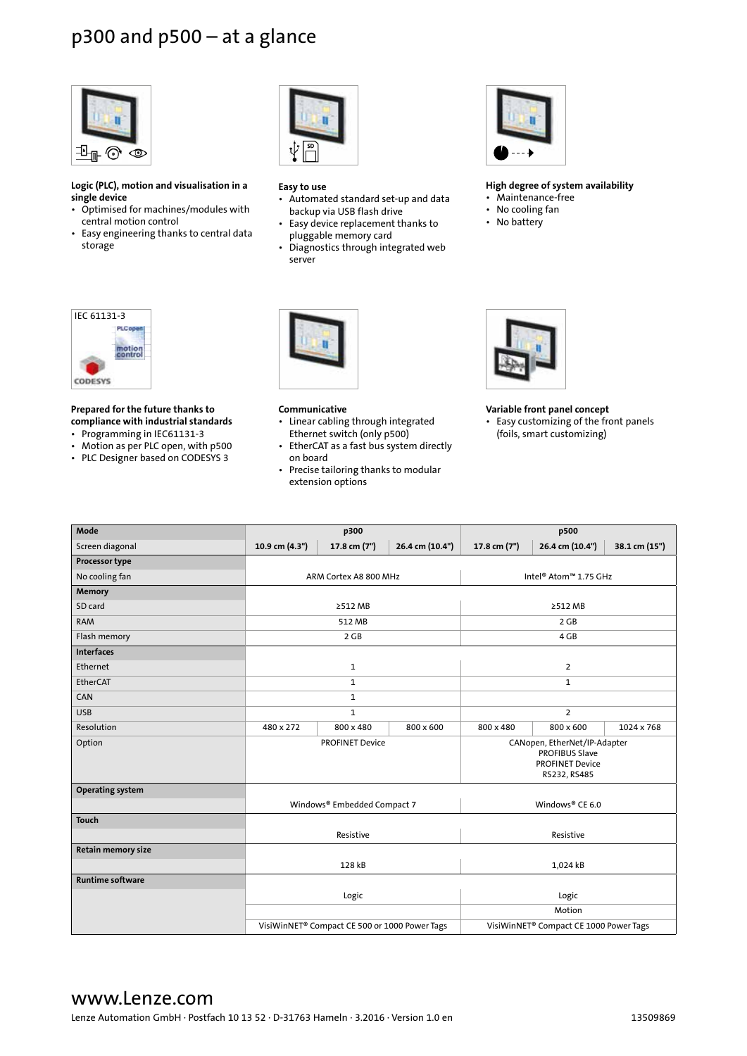# p300 and p500 – at a glance

**Logic (PLC), motion and visualisation in a single device**

- Optimised for machines/modules with central motion control
- Easy engineering thanks to central data storage

**Easy to use**

- Automated standard set-up and data backup via USB flash drive
- Easy device replacement thanks to pluggable memory card
- Diagnostics through integrated web server

**High degree of system availability**

- Maintenance-free
- No cooling fan
- No battery

IEC 61131-3

PLCopen motion control

CODESYS

**Prepared for the future thanks to compliance with industrial standards**

- Programming in IEC61131-3
- Motion as per PLC open, with p500
- PLC Designer based on CODESYS 3

**Communicative**

- Linear cabling through integrated Ethernet switch (only p500)
- EtherCAT as a fast bus system directly on board
- Precise tailoring thanks to modular extension options

**Variable front panel concept**

- Easy customizing of the front panels (foils, smart customizing)

| Mode | p300 | | | p500 | | |
|---|---|---|---|---|---|---|
| Screen diagonal | 10.9 cm (4.3") | 17.8 cm (7") | 26.4 cm (10.4") | 17.8 cm (7") | 26.4 cm (10.4") | 38.1 cm (15") |
| **Processor type** | | | | | | |
| No cooling fan | ARM Cortex A8 800 MHz | | | Intel® Atom™ 1.75 GHz | | |
| **Memory** | | | | | | |
| SD card | ≥512 MB | | | ≥512 MB | | |
| RAM | 512 MB | | | 2 GB | | |
| Flash memory | 2 GB | | | 4 GB | | |
| **Interfaces** | | | | | | |
| Ethernet | 1 | | | 2 | | |
| EtherCAT | 1 | | | 1 | | |
| CAN | 1 | | | | | |
| USB | 1 | | | 2 | | |
| Resolution | 480 x 272 | 800 x 480 | 800 x 600 | 800 x 480 | 800 x 600 | 1024 x 768 |
| Option | PROFINET Device | | | CANopen, EtherNet/IP-Adapter<br>PROFIBUS Slave<br>PROFINET Device<br>RS232, RS485 | | |
| **Operating system** | Windows® Embedded Compact 7 | | | Windows® CE 6.0 | | |
| **Touch** | Resistive | | | Resistive | | |
| **Retain memory size** | 128 kB | | | 1,024 kB | | |
| **Runtime software** | Logic | | | Logic | | |
| | | | | Motion | | |
| | VisiWinNET® Compact CE 500 or 1000 Power Tags | | | VisiWinNET® Compact CE 1000 Power Tags | | |

www.Lenze.com

Lenze Automation GmbH · Postfach 10 13 52 · D-31763 Hameln · 3.2016 · Version 1.0 en

13509869